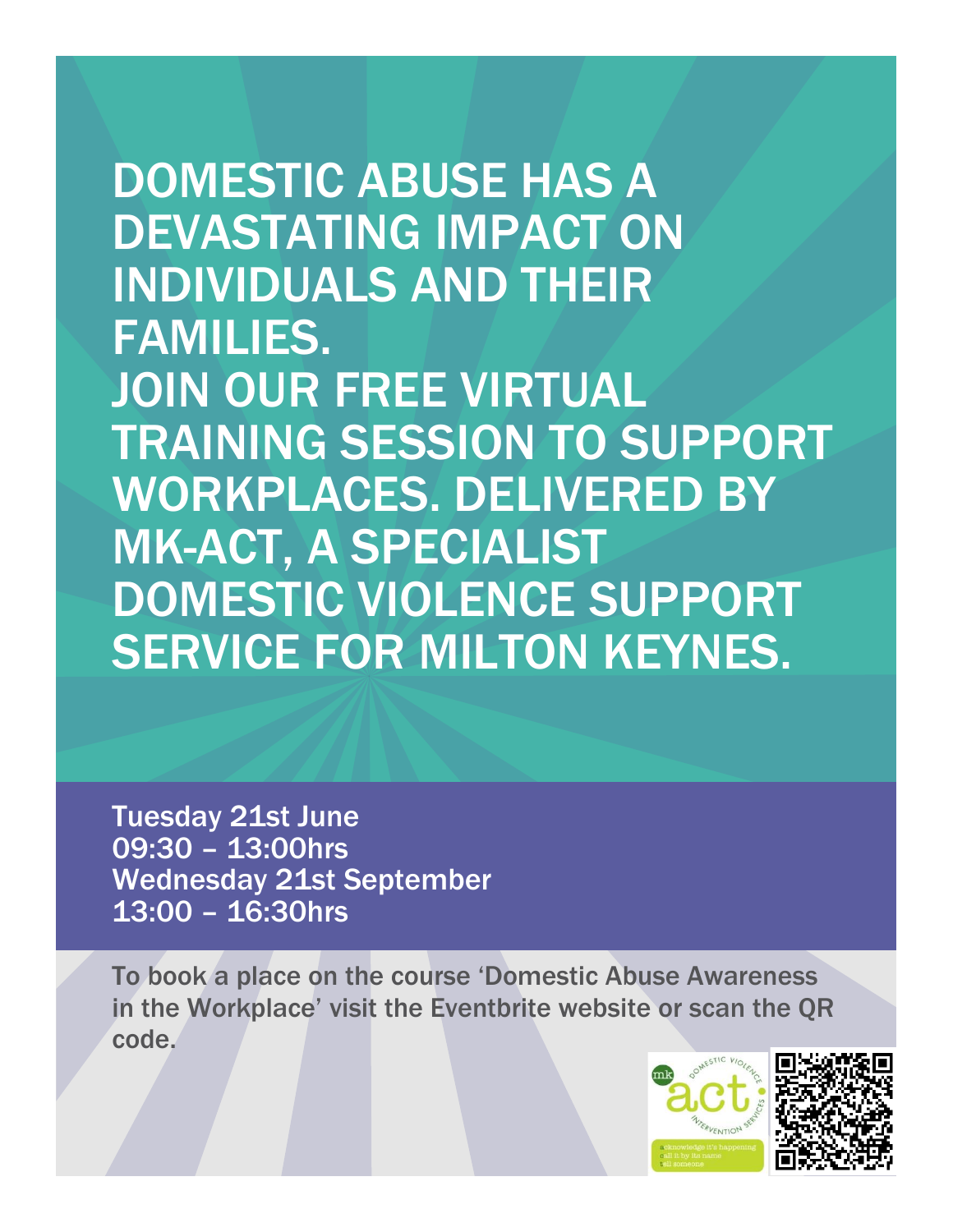# DOMESTIC ABUSE HAS A DEVASTATING IMPACT ON INDIVIDUALS AND THEIR FAMILIES.

# JOIN OUR FREE VIRTUAL TRAINING SESSION TO SUPPORT WORKPLACES. DELIVERED BY MK-ACT, A SPECIALIST DOMESTIC VIOLENCE SUPPORT SERVICE FOR MILTON KEYNES.

**Tuesday 21st June**
**09:30 – 13:00hrs**
**Wednesday 21st September**
**13:00 – 16:30hrs**

**To book a place on the course 'Domestic Abuse Awareness in the Workplace' visit the Eventbrite website or scan the QR code.**

mk act DOMESTIC VIOLENCE INTERVENTION SERVICES

acknowledge it's happening
call it by its name
tell someone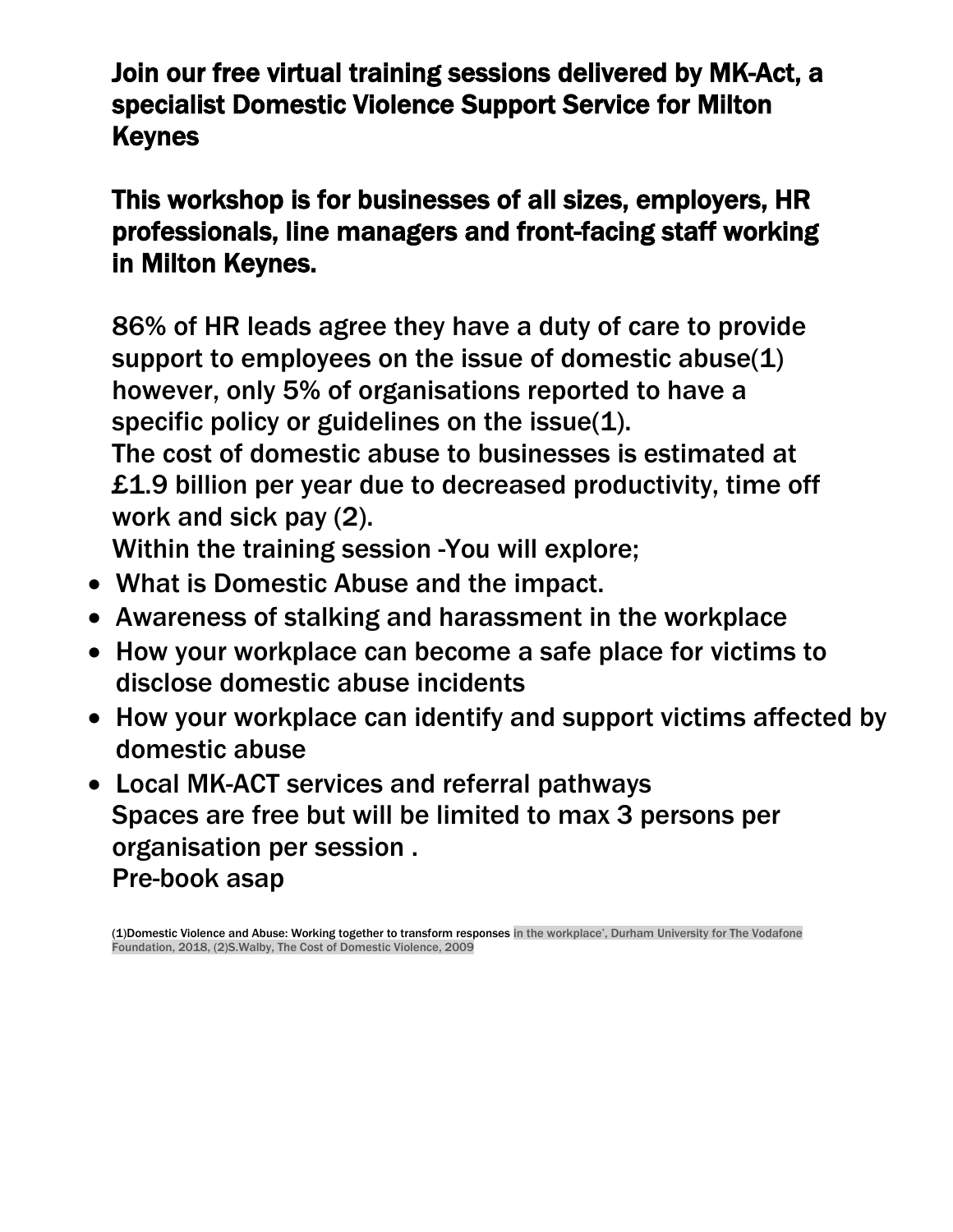**Join our free virtual training sessions delivered by MK-Act, a specialist Domestic Violence Support Service for Milton Keynes**

**This workshop is for businesses of all sizes, employers, HR professionals, line managers and front-facing staff working in Milton Keynes.**

86% of HR leads agree they have a duty of care to provide support to employees on the issue of domestic abuse(1) however, only 5% of organisations reported to have a specific policy or guidelines on the issue(1).

The cost of domestic abuse to businesses is estimated at £1.9 billion per year due to decreased productivity, time off work and sick pay (2).

Within the training session -You will explore;

- What is Domestic Abuse and the impact.
- Awareness of stalking and harassment in the workplace
- How your workplace can become a safe place for victims to disclose domestic abuse incidents
- How your workplace can identify and support victims affected by domestic abuse
- Local MK-ACT services and referral pathways

Spaces are free but will be limited to max 3 persons per organisation per session .

Pre-book asap

(1)Domestic Violence and Abuse: Working together to transform responses in the workplace', Durham University for The Vodafone Foundation, 2018, (2)S.Walby, The Cost of Domestic Violence, 2009